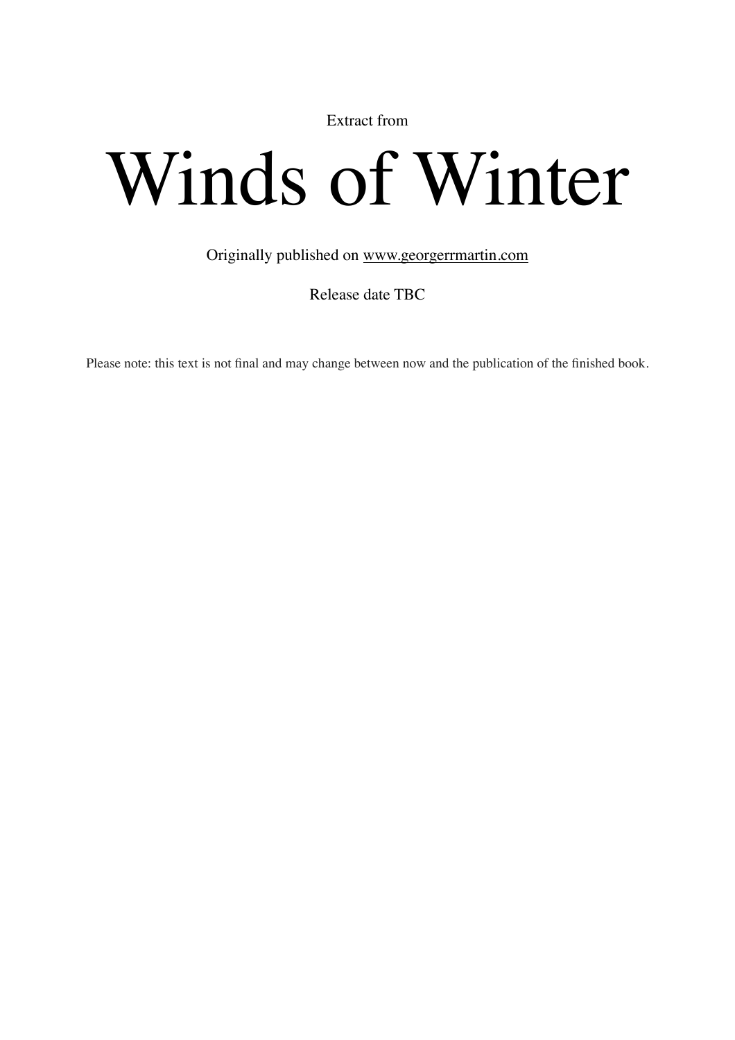Extract from

# Winds of Winter

Originally published on [www.georgerrmartin.com](http://www.georgerrmartin.com)

Release date TBC

Please note: this text is not final and may change between now and the publication of the finished book.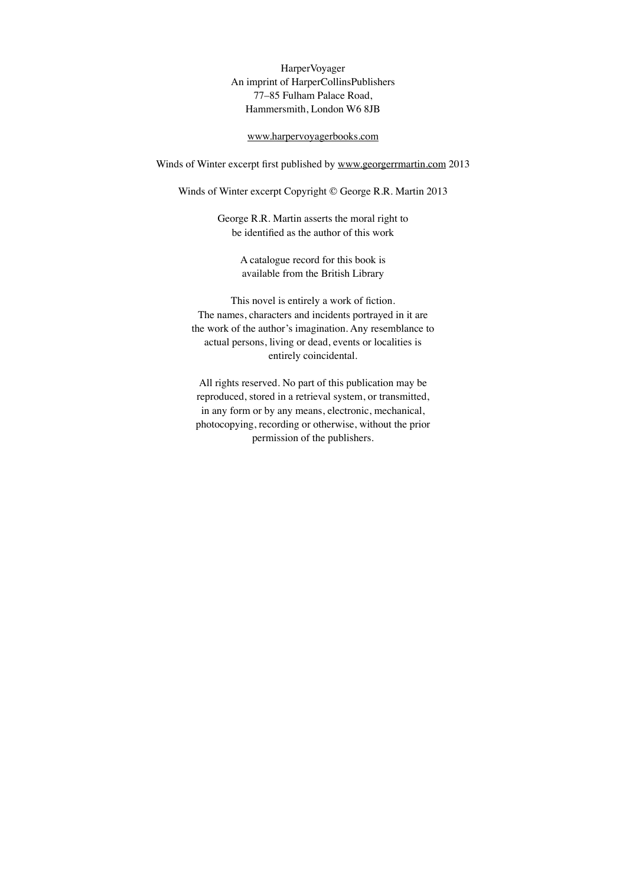HarperVoyager
An imprint of HarperCollinsPublishers
77–85 Fulham Palace Road,
Hammersmith, London W6 8JB

www.harpervoyagerbooks.com

Winds of Winter excerpt first published by www.georgerrmartin.com 2013

Winds of Winter excerpt Copyright © George R.R. Martin 2013

George R.R. Martin asserts the moral right to
be identified as the author of this work

A catalogue record for this book is
available from the British Library

This novel is entirely a work of fiction.
The names, characters and incidents portrayed in it are
the work of the author's imagination. Any resemblance to
actual persons, living or dead, events or localities is
entirely coincidental.

All rights reserved. No part of this publication may be
reproduced, stored in a retrieval system, or transmitted,
in any form or by any means, electronic, mechanical,
photocopying, recording or otherwise, without the prior
permission of the publishers.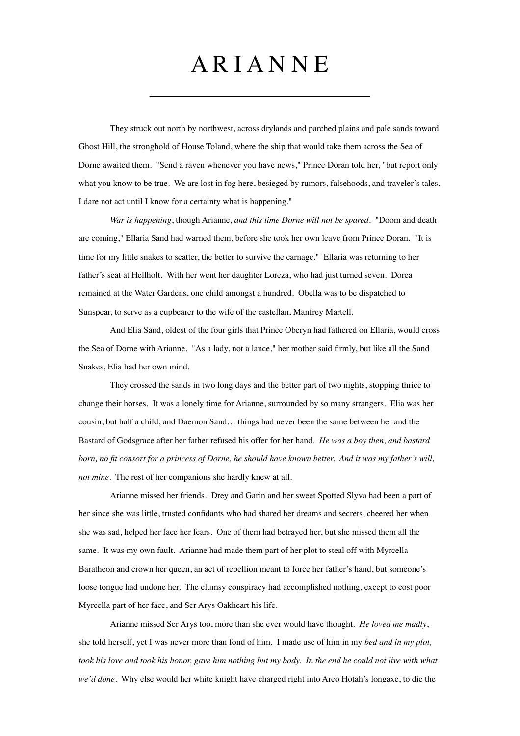# ARIANNE

They struck out north by northwest, across drylands and parched plains and pale sands toward Ghost Hill, the stronghold of House Toland, where the ship that would take them across the Sea of Dorne awaited them. "Send a raven whenever you have news," Prince Doran told her, "but report only what you know to be true. We are lost in fog here, besieged by rumors, falsehoods, and traveler's tales. I dare not act until I know for a certainty what is happening."

*War is happening*, though Arianne, *and this time Dorne will not be spared*. "Doom and death are coming," Ellaria Sand had warned them, before she took her own leave from Prince Doran. "It is time for my little snakes to scatter, the better to survive the carnage." Ellaria was returning to her father's seat at Hellholt. With her went her daughter Loreza, who had just turned seven. Dorea remained at the Water Gardens, one child amongst a hundred. Obella was to be dispatched to Sunspear, to serve as a cupbearer to the wife of the castellan, Manfrey Martell.

And Elia Sand, oldest of the four girls that Prince Oberyn had fathered on Ellaria, would cross the Sea of Dorne with Arianne. "As a lady, not a lance," her mother said firmly, but like all the Sand Snakes, Elia had her own mind.

They crossed the sands in two long days and the better part of two nights, stopping thrice to change their horses. It was a lonely time for Arianne, surrounded by so many strangers. Elia was her cousin, but half a child, and Daemon Sand… things had never been the same between her and the Bastard of Godsgrace after her father refused his offer for her hand. *He was a boy then, and bastard born, no fit consort for a princess of Dorne, he should have known better. And it was my father's will, not mine*. The rest of her companions she hardly knew at all.

Arianne missed her friends. Drey and Garin and her sweet Spotted Slyva had been a part of her since she was little, trusted confidants who had shared her dreams and secrets, cheered her when she was sad, helped her face her fears. One of them had betrayed her, but she missed them all the same. It was my own fault. Arianne had made them part of her plot to steal off with Myrcella Baratheon and crown her queen, an act of rebellion meant to force her father's hand, but someone's loose tongue had undone her. The clumsy conspiracy had accomplished nothing, except to cost poor Myrcella part of her face, and Ser Arys Oakheart his life.

Arianne missed Ser Arys too, more than she ever would have thought. *He loved me madly*, she told herself, yet I was never more than fond of him. I made use of him in my *bed and in my plot, took his love and took his honor, gave him nothing but my body. In the end he could not live with what we'd done*. Why else would her white knight have charged right into Areo Hotah's longaxe, to die the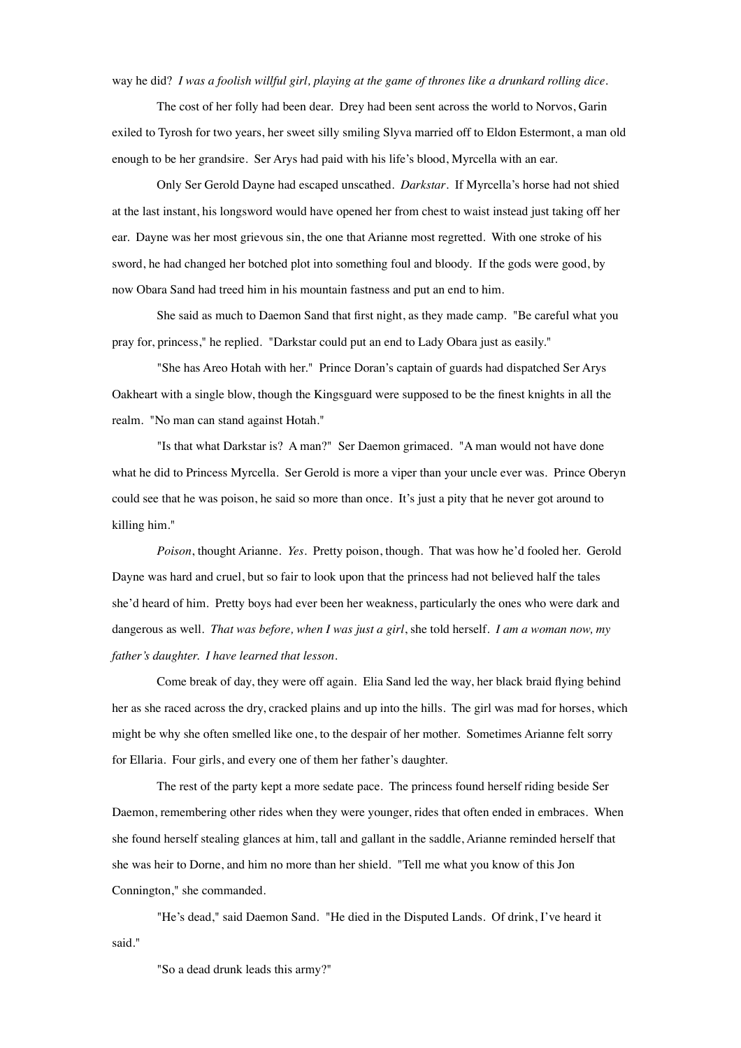way he did? *I was a foolish willful girl, playing at the game of thrones like a drunkard rolling dice.*

The cost of her folly had been dear. Drey had been sent across the world to Norvos, Garin exiled to Tyrosh for two years, her sweet silly smiling Slyva married off to Eldon Estermont, a man old enough to be her grandsire. Ser Arys had paid with his life's blood, Myrcella with an ear.

Only Ser Gerold Dayne had escaped unscathed. *Darkstar*. If Myrcella's horse had not shied at the last instant, his longsword would have opened her from chest to waist instead just taking off her ear. Dayne was her most grievous sin, the one that Arianne most regretted. With one stroke of his sword, he had changed her botched plot into something foul and bloody. If the gods were good, by now Obara Sand had treed him in his mountain fastness and put an end to him.

She said as much to Daemon Sand that first night, as they made camp. "Be careful what you pray for, princess," he replied. "Darkstar could put an end to Lady Obara just as easily."

"She has Areo Hotah with her." Prince Doran's captain of guards had dispatched Ser Arys Oakheart with a single blow, though the Kingsguard were supposed to be the finest knights in all the realm. "No man can stand against Hotah."

"Is that what Darkstar is? A man?" Ser Daemon grimaced. "A man would not have done what he did to Princess Myrcella. Ser Gerold is more a viper than your uncle ever was. Prince Oberyn could see that he was poison, he said so more than once. It's just a pity that he never got around to killing him."

*Poison*, thought Arianne. *Yes*. Pretty poison, though. That was how he'd fooled her. Gerold Dayne was hard and cruel, but so fair to look upon that the princess had not believed half the tales she'd heard of him. Pretty boys had ever been her weakness, particularly the ones who were dark and dangerous as well. *That was before, when I was just a girl*, she told herself. *I am a woman now, my father's daughter. I have learned that lesson.*

Come break of day, they were off again. Elia Sand led the way, her black braid flying behind her as she raced across the dry, cracked plains and up into the hills. The girl was mad for horses, which might be why she often smelled like one, to the despair of her mother. Sometimes Arianne felt sorry for Ellaria. Four girls, and every one of them her father's daughter.

The rest of the party kept a more sedate pace. The princess found herself riding beside Ser Daemon, remembering other rides when they were younger, rides that often ended in embraces. When she found herself stealing glances at him, tall and gallant in the saddle, Arianne reminded herself that she was heir to Dorne, and him no more than her shield. "Tell me what you know of this Jon Connington," she commanded.

"He's dead," said Daemon Sand. "He died in the Disputed Lands. Of drink, I've heard it said."

"So a dead drunk leads this army?"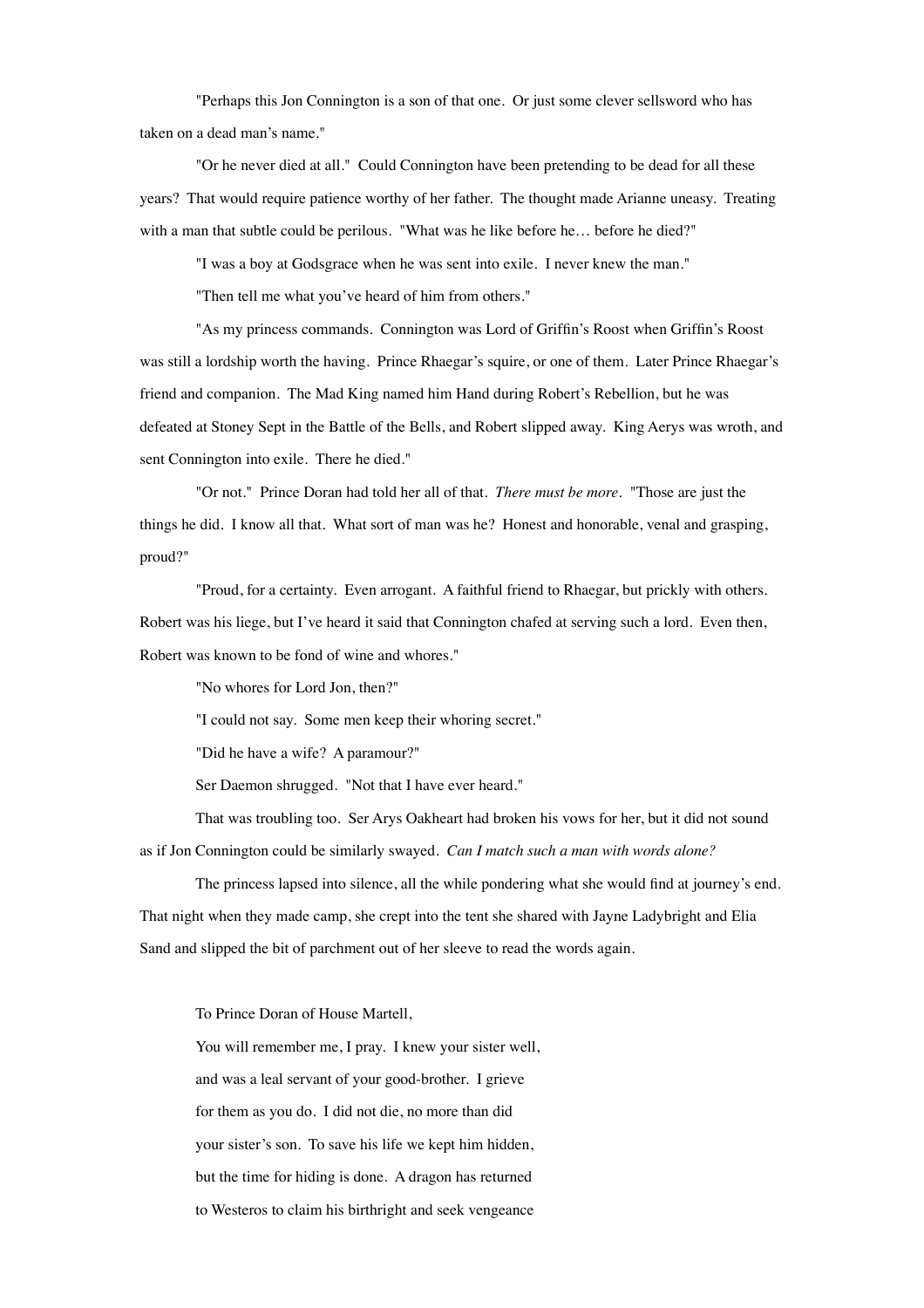"Perhaps this Jon Connington is a son of that one. Or just some clever sellsword who has taken on a dead man's name."

"Or he never died at all." Could Connington have been pretending to be dead for all these years? That would require patience worthy of her father. The thought made Arianne uneasy. Treating with a man that subtle could be perilous. "What was he like before he… before he died?"

"I was a boy at Godsgrace when he was sent into exile. I never knew the man."

"Then tell me what you've heard of him from others."

"As my princess commands. Connington was Lord of Griffin's Roost when Griffin's Roost was still a lordship worth the having. Prince Rhaegar's squire, or one of them. Later Prince Rhaegar's friend and companion. The Mad King named him Hand during Robert's Rebellion, but he was defeated at Stoney Sept in the Battle of the Bells, and Robert slipped away. King Aerys was wroth, and sent Connington into exile. There he died."

"Or not." Prince Doran had told her all of that. *There must be more*. "Those are just the things he did. I know all that. What sort of man was he? Honest and honorable, venal and grasping, proud?"

"Proud, for a certainty. Even arrogant. A faithful friend to Rhaegar, but prickly with others. Robert was his liege, but I've heard it said that Connington chafed at serving such a lord. Even then, Robert was known to be fond of wine and whores."

"No whores for Lord Jon, then?"

"I could not say. Some men keep their whoring secret."

"Did he have a wife? A paramour?"

Ser Daemon shrugged. "Not that I have ever heard."

That was troubling too. Ser Arys Oakheart had broken his vows for her, but it did not sound as if Jon Connington could be similarly swayed. *Can I match such a man with words alone?*

The princess lapsed into silence, all the while pondering what she would find at journey's end. That night when they made camp, she crept into the tent she shared with Jayne Ladybright and Elia Sand and slipped the bit of parchment out of her sleeve to read the words again.

> To Prince Doran of House Martell,
>
> You will remember me, I pray. I knew your sister well,
> and was a leal servant of your good-brother. I grieve
> for them as you do. I did not die, no more than did
> your sister's son. To save his life we kept him hidden,
> but the time for hiding is done. A dragon has returned
> to Westeros to claim his birthright and seek vengeance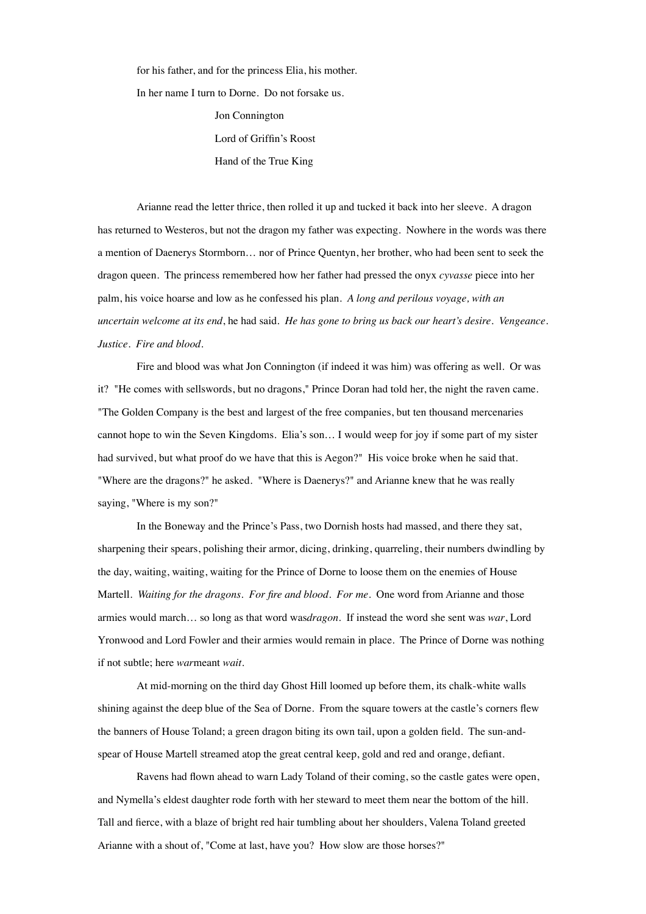for his father, and for the princess Elia, his mother.

In her name I turn to Dorne. Do not forsake us.

Jon Connington

Lord of Griffin's Roost

Hand of the True King

Arianne read the letter thrice, then rolled it up and tucked it back into her sleeve. A dragon has returned to Westeros, but not the dragon my father was expecting. Nowhere in the words was there a mention of Daenerys Stormborn… nor of Prince Quentyn, her brother, who had been sent to seek the dragon queen. The princess remembered how her father had pressed the onyx *cyvasse* piece into her palm, his voice hoarse and low as he confessed his plan. *A long and perilous voyage, with an uncertain welcome at its end*, he had said. *He has gone to bring us back our heart's desire. Vengeance. Justice. Fire and blood.*

Fire and blood was what Jon Connington (if indeed it was him) was offering as well. Or was it? "He comes with sellswords, but no dragons," Prince Doran had told her, the night the raven came. "The Golden Company is the best and largest of the free companies, but ten thousand mercenaries cannot hope to win the Seven Kingdoms. Elia's son… I would weep for joy if some part of my sister had survived, but what proof do we have that this is Aegon?" His voice broke when he said that. "Where are the dragons?" he asked. "Where is Daenerys?" and Arianne knew that he was really saying, "Where is my son?"

In the Boneway and the Prince's Pass, two Dornish hosts had massed, and there they sat, sharpening their spears, polishing their armor, dicing, drinking, quarreling, their numbers dwindling by the day, waiting, waiting, waiting for the Prince of Dorne to loose them on the enemies of House Martell. *Waiting for the dragons. For fire and blood. For me.* One word from Arianne and those armies would march… so long as that word was*dragon*. If instead the word she sent was *war*, Lord Yronwood and Lord Fowler and their armies would remain in place. The Prince of Dorne was nothing if not subtle; here *war*meant *wait*.

At mid-morning on the third day Ghost Hill loomed up before them, its chalk-white walls shining against the deep blue of the Sea of Dorne. From the square towers at the castle's corners flew the banners of House Toland; a green dragon biting its own tail, upon a golden field. The sun-and-spear of House Martell streamed atop the great central keep, gold and red and orange, defiant.

Ravens had flown ahead to warn Lady Toland of their coming, so the castle gates were open, and Nymella's eldest daughter rode forth with her steward to meet them near the bottom of the hill. Tall and fierce, with a blaze of bright red hair tumbling about her shoulders, Valena Toland greeted Arianne with a shout of, "Come at last, have you? How slow are those horses?"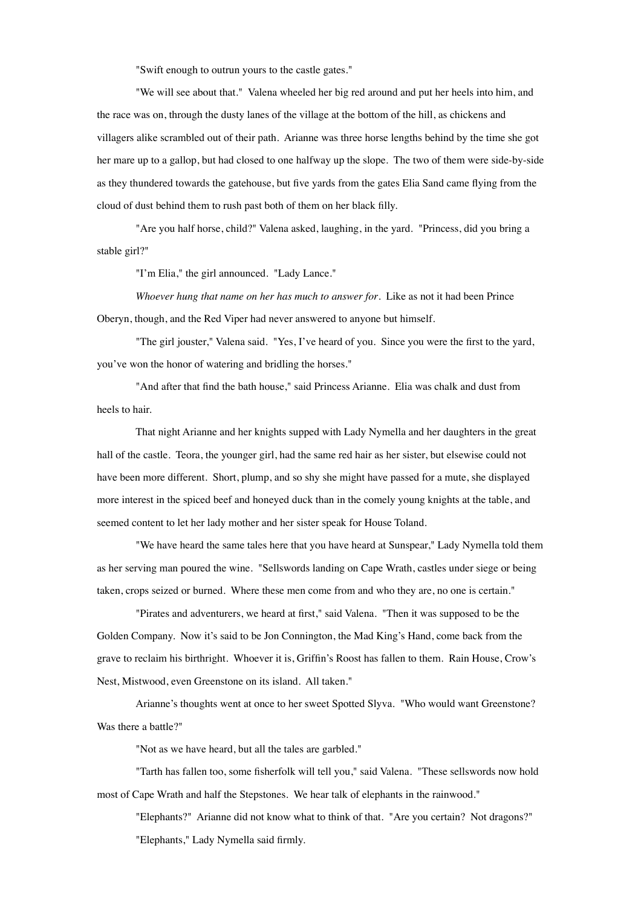"Swift enough to outrun yours to the castle gates."

"We will see about that." Valena wheeled her big red around and put her heels into him, and the race was on, through the dusty lanes of the village at the bottom of the hill, as chickens and villagers alike scrambled out of their path. Arianne was three horse lengths behind by the time she got her mare up to a gallop, but had closed to one halfway up the slope. The two of them were side-by-side as they thundered towards the gatehouse, but five yards from the gates Elia Sand came flying from the cloud of dust behind them to rush past both of them on her black filly.

"Are you half horse, child?" Valena asked, laughing, in the yard. "Princess, did you bring a stable girl?"

"I'm Elia," the girl announced. "Lady Lance."

*Whoever hung that name on her has much to answer for*. Like as not it had been Prince Oberyn, though, and the Red Viper had never answered to anyone but himself.

"The girl jouster," Valena said. "Yes, I've heard of you. Since you were the first to the yard, you've won the honor of watering and bridling the horses."

"And after that find the bath house," said Princess Arianne. Elia was chalk and dust from heels to hair.

That night Arianne and her knights supped with Lady Nymella and her daughters in the great hall of the castle. Teora, the younger girl, had the same red hair as her sister, but elsewise could not have been more different. Short, plump, and so shy she might have passed for a mute, she displayed more interest in the spiced beef and honeyed duck than in the comely young knights at the table, and seemed content to let her lady mother and her sister speak for House Toland.

"We have heard the same tales here that you have heard at Sunspear," Lady Nymella told them as her serving man poured the wine. "Sellswords landing on Cape Wrath, castles under siege or being taken, crops seized or burned. Where these men come from and who they are, no one is certain."

"Pirates and adventurers, we heard at first," said Valena. "Then it was supposed to be the Golden Company. Now it's said to be Jon Connington, the Mad King's Hand, come back from the grave to reclaim his birthright. Whoever it is, Griffin's Roost has fallen to them. Rain House, Crow's Nest, Mistwood, even Greenstone on its island. All taken."

Arianne's thoughts went at once to her sweet Spotted Slyva. "Who would want Greenstone? Was there a battle?"

"Not as we have heard, but all the tales are garbled."

"Tarth has fallen too, some fisherfolk will tell you," said Valena. "These sellswords now hold most of Cape Wrath and half the Stepstones. We hear talk of elephants in the rainwood."

"Elephants?" Arianne did not know what to think of that. "Are you certain? Not dragons?"

"Elephants," Lady Nymella said firmly.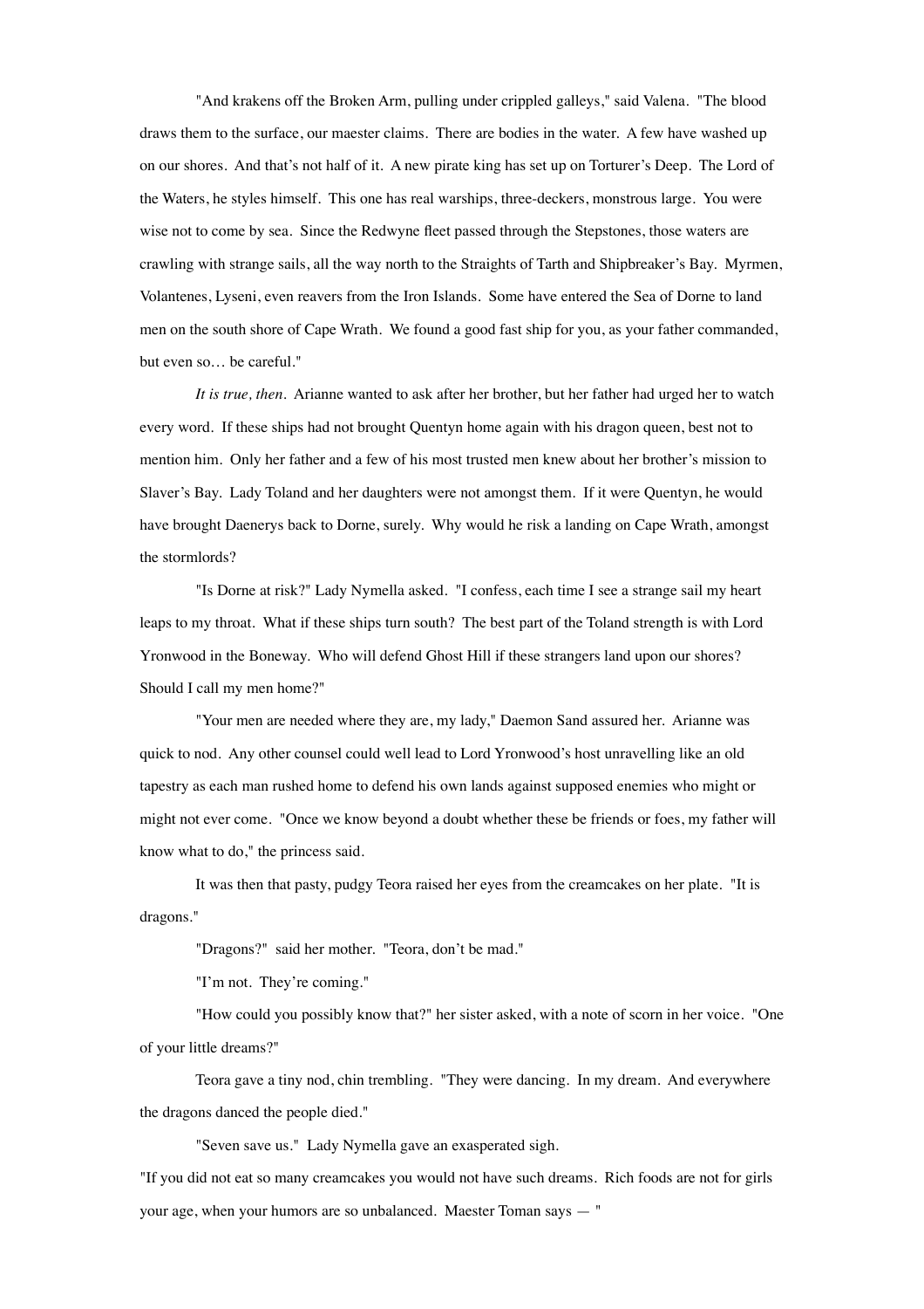"And krakens off the Broken Arm, pulling under crippled galleys," said Valena. "The blood draws them to the surface, our maester claims. There are bodies in the water. A few have washed up on our shores. And that's not half of it. A new pirate king has set up on Torturer's Deep. The Lord of the Waters, he styles himself. This one has real warships, three-deckers, monstrous large. You were wise not to come by sea. Since the Redwyne fleet passed through the Stepstones, those waters are crawling with strange sails, all the way north to the Straights of Tarth and Shipbreaker's Bay. Myrmen, Volantenes, Lyseni, even reavers from the Iron Islands. Some have entered the Sea of Dorne to land men on the south shore of Cape Wrath. We found a good fast ship for you, as your father commanded, but even so… be careful."

*It is true, then.* Arianne wanted to ask after her brother, but her father had urged her to watch every word. If these ships had not brought Quentyn home again with his dragon queen, best not to mention him. Only her father and a few of his most trusted men knew about her brother's mission to Slaver's Bay. Lady Toland and her daughters were not amongst them. If it were Quentyn, he would have brought Daenerys back to Dorne, surely. Why would he risk a landing on Cape Wrath, amongst the stormlords?

"Is Dorne at risk?" Lady Nymella asked. "I confess, each time I see a strange sail my heart leaps to my throat. What if these ships turn south? The best part of the Toland strength is with Lord Yronwood in the Boneway. Who will defend Ghost Hill if these strangers land upon our shores? Should I call my men home?"

"Your men are needed where they are, my lady," Daemon Sand assured her. Arianne was quick to nod. Any other counsel could well lead to Lord Yronwood's host unravelling like an old tapestry as each man rushed home to defend his own lands against supposed enemies who might or might not ever come. "Once we know beyond a doubt whether these be friends or foes, my father will know what to do," the princess said.

It was then that pasty, pudgy Teora raised her eyes from the creamcakes on her plate. "It is dragons."

"Dragons?" said her mother. "Teora, don't be mad."

"I'm not. They're coming."

"How could you possibly know that?" her sister asked, with a note of scorn in her voice. "One of your little dreams?"

Teora gave a tiny nod, chin trembling. "They were dancing. In my dream. And everywhere the dragons danced the people died."

"Seven save us." Lady Nymella gave an exasperated sigh. "If you did not eat so many creamcakes you would not have such dreams. Rich foods are not for girls your age, when your humors are so unbalanced. Maester Toman says — "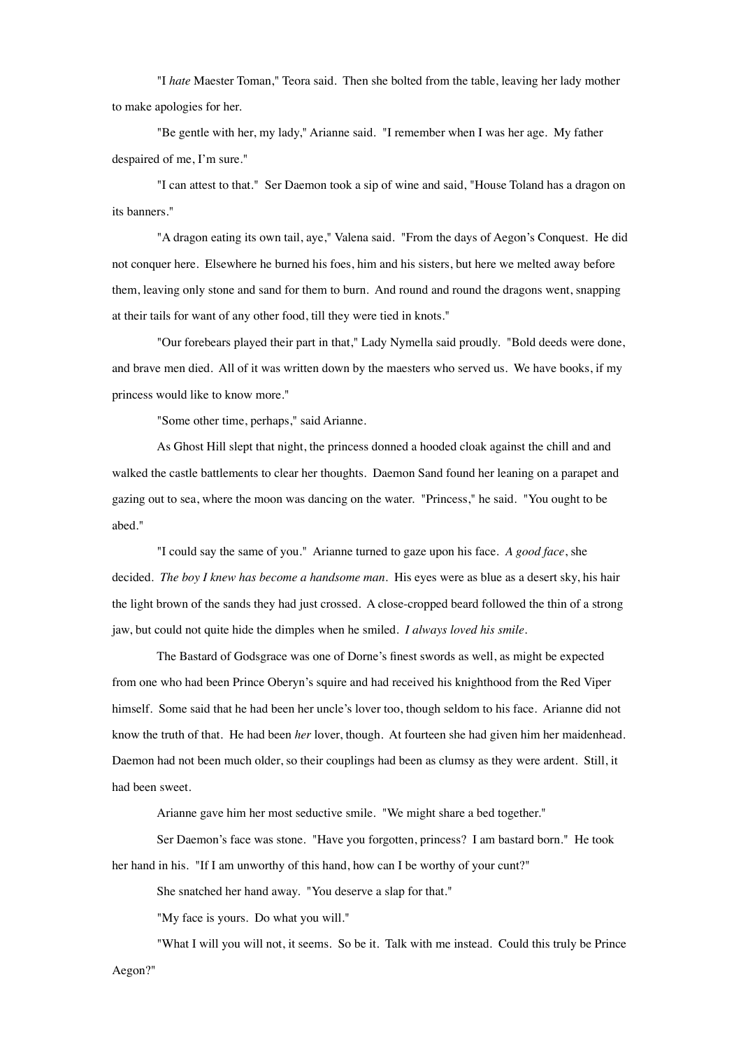"I *hate* Maester Toman," Teora said. Then she bolted from the table, leaving her lady mother to make apologies for her.

"Be gentle with her, my lady," Arianne said. "I remember when I was her age. My father despaired of me, I'm sure."

"I can attest to that." Ser Daemon took a sip of wine and said, "House Toland has a dragon on its banners."

"A dragon eating its own tail, aye," Valena said. "From the days of Aegon's Conquest. He did not conquer here. Elsewhere he burned his foes, him and his sisters, but here we melted away before them, leaving only stone and sand for them to burn. And round and round the dragons went, snapping at their tails for want of any other food, till they were tied in knots."

"Our forebears played their part in that," Lady Nymella said proudly. "Bold deeds were done, and brave men died. All of it was written down by the maesters who served us. We have books, if my princess would like to know more."

"Some other time, perhaps," said Arianne.

As Ghost Hill slept that night, the princess donned a hooded cloak against the chill and and walked the castle battlements to clear her thoughts. Daemon Sand found her leaning on a parapet and gazing out to sea, where the moon was dancing on the water. "Princess," he said. "You ought to be abed."

"I could say the same of you." Arianne turned to gaze upon his face. *A good face*, she decided. *The boy I knew has become a handsome man*. His eyes were as blue as a desert sky, his hair the light brown of the sands they had just crossed. A close-cropped beard followed the thin of a strong jaw, but could not quite hide the dimples when he smiled. *I always loved his smile*.

The Bastard of Godsgrace was one of Dorne's finest swords as well, as might be expected from one who had been Prince Oberyn's squire and had received his knighthood from the Red Viper himself. Some said that he had been her uncle's lover too, though seldom to his face. Arianne did not know the truth of that. He had been *her* lover, though. At fourteen she had given him her maidenhead. Daemon had not been much older, so their couplings had been as clumsy as they were ardent. Still, it had been sweet.

Arianne gave him her most seductive smile. "We might share a bed together."

Ser Daemon's face was stone. "Have you forgotten, princess? I am bastard born." He took her hand in his. "If I am unworthy of this hand, how can I be worthy of your cunt?"

She snatched her hand away. "You deserve a slap for that."

"My face is yours. Do what you will."

"What I will you will not, it seems. So be it. Talk with me instead. Could this truly be Prince Aegon?"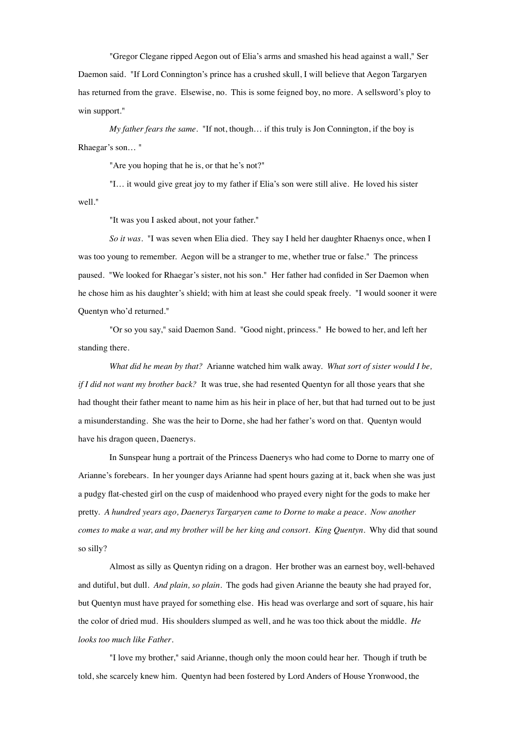"Gregor Clegane ripped Aegon out of Elia's arms and smashed his head against a wall," Ser Daemon said. "If Lord Connington's prince has a crushed skull, I will believe that Aegon Targaryen has returned from the grave. Elsewise, no. This is some feigned boy, no more. A sellsword's ploy to win support."

*My father fears the same*. "If not, though… if this truly is Jon Connington, if the boy is Rhaegar's son… "

"Are you hoping that he is, or that he's not?"

"I… it would give great joy to my father if Elia's son were still alive. He loved his sister well."

"It was you I asked about, not your father."

*So it was*. "I was seven when Elia died. They say I held her daughter Rhaenys once, when I was too young to remember. Aegon will be a stranger to me, whether true or false." The princess paused. "We looked for Rhaegar's sister, not his son." Her father had confided in Ser Daemon when he chose him as his daughter's shield; with him at least she could speak freely. "I would sooner it were Quentyn who'd returned."

"Or so you say," said Daemon Sand. "Good night, princess." He bowed to her, and left her standing there.

*What did he mean by that?* Arianne watched him walk away. *What sort of sister would I be, if I did not want my brother back?* It was true, she had resented Quentyn for all those years that she had thought their father meant to name him as his heir in place of her, but that had turned out to be just a misunderstanding. She was the heir to Dorne, she had her father's word on that. Quentyn would have his dragon queen, Daenerys.

In Sunspear hung a portrait of the Princess Daenerys who had come to Dorne to marry one of Arianne's forebears. In her younger days Arianne had spent hours gazing at it, back when she was just a pudgy flat-chested girl on the cusp of maidenhood who prayed every night for the gods to make her pretty. *A hundred years ago, Daenerys Targaryen came to Dorne to make a peace. Now another comes to make a war, and my brother will be her king and consort. King Quentyn*. Why did that sound so silly?

Almost as silly as Quentyn riding on a dragon. Her brother was an earnest boy, well-behaved and dutiful, but dull. *And plain, so plain*. The gods had given Arianne the beauty she had prayed for, but Quentyn must have prayed for something else. His head was overlarge and sort of square, his hair the color of dried mud. His shoulders slumped as well, and he was too thick about the middle. *He looks too much like Father*.

"I love my brother," said Arianne, though only the moon could hear her. Though if truth be told, she scarcely knew him. Quentyn had been fostered by Lord Anders of House Yronwood, the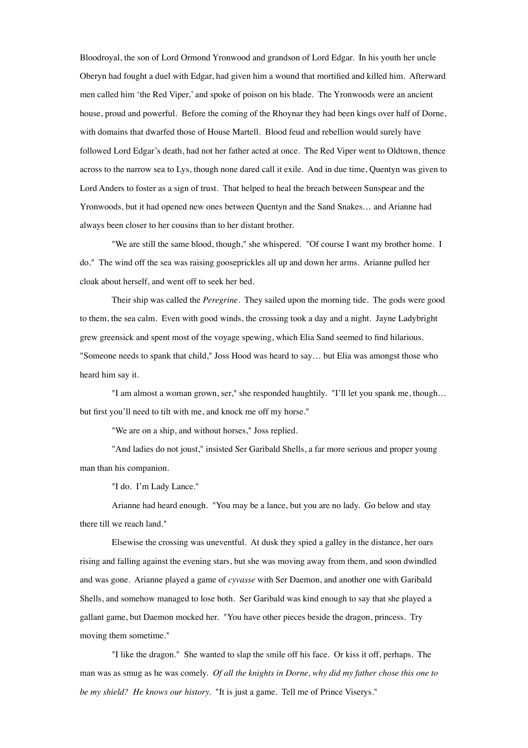Bloodroyal, the son of Lord Ormond Yronwood and grandson of Lord Edgar. In his youth her uncle Oberyn had fought a duel with Edgar, had given him a wound that mortified and killed him. Afterward men called him 'the Red Viper,' and spoke of poison on his blade. The Yronwoods were an ancient house, proud and powerful. Before the coming of the Rhoynar they had been kings over half of Dorne, with domains that dwarfed those of House Martell. Blood feud and rebellion would surely have followed Lord Edgar's death, had not her father acted at once. The Red Viper went to Oldtown, thence across to the narrow sea to Lys, though none dared call it exile. And in due time, Quentyn was given to Lord Anders to foster as a sign of trust. That helped to heal the breach between Sunspear and the Yronwoods, but it had opened new ones between Quentyn and the Sand Snakes… and Arianne had always been closer to her cousins than to her distant brother.

"We are still the same blood, though," she whispered. "Of course I want my brother home. I do." The wind off the sea was raising gooseprickles all up and down her arms. Arianne pulled her cloak about herself, and went off to seek her bed.

Their ship was called the *Peregrine*. They sailed upon the morning tide. The gods were good to them, the sea calm. Even with good winds, the crossing took a day and a night. Jayne Ladybright grew greensick and spent most of the voyage spewing, which Elia Sand seemed to find hilarious. "Someone needs to spank that child," Joss Hood was heard to say… but Elia was amongst those who heard him say it.

"I am almost a woman grown, ser," she responded haughtily. "I'll let you spank me, though… but first you'll need to tilt with me, and knock me off my horse."

"We are on a ship, and without horses," Joss replied.

"And ladies do not joust," insisted Ser Garibald Shells, a far more serious and proper young man than his companion.

"I do. I'm Lady Lance."

Arianne had heard enough. "You may be a lance, but you are no lady. Go below and stay there till we reach land."

Elsewise the crossing was uneventful. At dusk they spied a galley in the distance, her oars rising and falling against the evening stars, but she was moving away from them, and soon dwindled and was gone. Arianne played a game of *cyvasse* with Ser Daemon, and another one with Garibald Shells, and somehow managed to lose both. Ser Garibald was kind enough to say that she played a gallant game, but Daemon mocked her. "You have other pieces beside the dragon, princess. Try moving them sometime."

"I like the dragon." She wanted to slap the smile off his face. Or kiss it off, perhaps. The man was as smug as he was comely. *Of all the knights in Dorne, why did my father chose this one to be my shield? He knows our history.* "It is just a game. Tell me of Prince Viserys."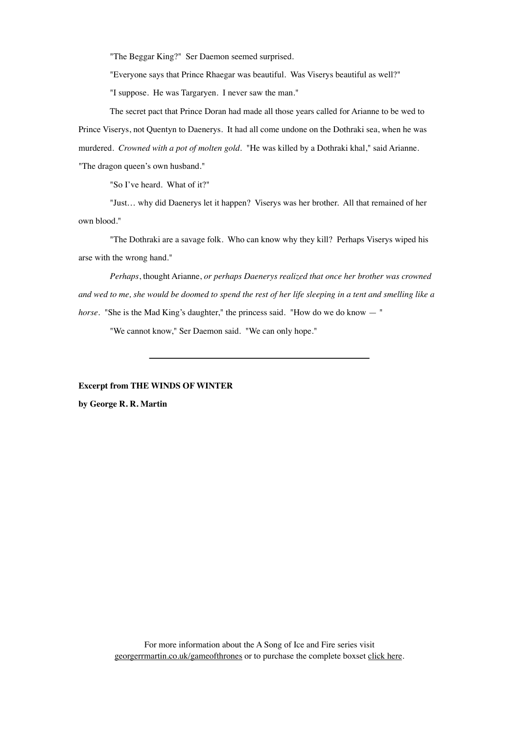"The Beggar King?" Ser Daemon seemed surprised.

"Everyone says that Prince Rhaegar was beautiful. Was Viserys beautiful as well?"

"I suppose. He was Targaryen. I never saw the man."

The secret pact that Prince Doran had made all those years called for Arianne to be wed to Prince Viserys, not Quentyn to Daenerys. It had all come undone on the Dothraki sea, when he was murdered. *Crowned with a pot of molten gold*. "He was killed by a Dothraki khal," said Arianne. "The dragon queen's own husband."

"So I've heard. What of it?"

"Just… why did Daenerys let it happen? Viserys was her brother. All that remained of her own blood."

"The Dothraki are a savage folk. Who can know why they kill? Perhaps Viserys wiped his arse with the wrong hand."

*Perhaps*, thought Arianne, *or perhaps Daenerys realized that once her brother was crowned and wed to me, she would be doomed to spend the rest of her life sleeping in a tent and smelling like a horse*. "She is the Mad King's daughter," the princess said. "How do we do know — "

"We cannot know," Ser Daemon said. "We can only hope."

---

**Excerpt from THE WINDS OF WINTER**

**by George R. R. Martin**

For more information about the A Song of Ice and Fire series visit georgerrmartin.co.uk/gameofthrones or to purchase the complete boxset click here.